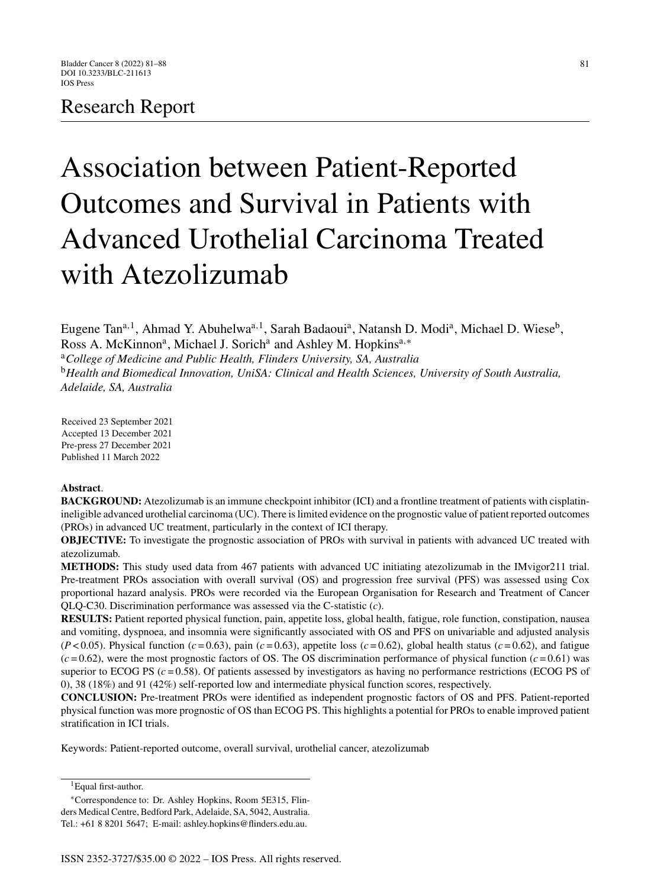Research Report

# Association between Patient-Reported Outcomes and Survival in Patients with Advanced Urothelial Carcinoma Treated with Atezolizumab

Eugene Tan[a,1], Ahmad Y. Abuhelwa[a,1], Sarah Badaoui[a], Natansh D. Modi[a], Michael D. Wiese[b], Ross A. McKinnon[a], Michael J. Sorich[a] and Ashley M. Hopkins[a,*]

[a]*College of Medicine and Public Health, Flinders University, SA, Australia*

[b]*Health and Biomedical Innovation, UniSA: Clinical and Health Sciences, University of South Australia, Adelaide, SA, Australia*

Received 23 September 2021
Accepted 13 December 2021
Pre-press 27 December 2021
Published 11 March 2022

**Abstract**.

**BACKGROUND:** Atezolizumab is an immune checkpoint inhibitor (ICI) and a frontline treatment of patients with cisplatin-ineligible advanced urothelial carcinoma (UC). There is limited evidence on the prognostic value of patient reported outcomes (PROs) in advanced UC treatment, particularly in the context of ICI therapy.

**OBJECTIVE:** To investigate the prognostic association of PROs with survival in patients with advanced UC treated with atezolizumab.

**METHODS:** This study used data from 467 patients with advanced UC initiating atezolizumab in the IMvigor211 trial. Pre-treatment PROs association with overall survival (OS) and progression free survival (PFS) was assessed using Cox proportional hazard analysis. PROs were recorded via the European Organisation for Research and Treatment of Cancer QLQ-C30. Discrimination performance was assessed via the C-statistic ($c$).

**RESULTS:** Patient reported physical function, pain, appetite loss, global health, fatigue, role function, constipation, nausea and vomiting, dyspnoea, and insomnia were significantly associated with OS and PFS on univariable and adjusted analysis ($P < 0.05$). Physical function ($c = 0.63$), pain ($c = 0.63$), appetite loss ($c = 0.62$), global health status ($c = 0.62$), and fatigue ($c = 0.62$), were the most prognostic factors of OS. The OS discrimination performance of physical function ($c = 0.61$) was superior to ECOG PS ($c = 0.58$). Of patients assessed by investigators as having no performance restrictions (ECOG PS of 0), 38 (18%) and 91 (42%) self-reported low and intermediate physical function scores, respectively.

**CONCLUSION:** Pre-treatment PROs were identified as independent prognostic factors of OS and PFS. Patient-reported physical function was more prognostic of OS than ECOG PS. This highlights a potential for PROs to enable improved patient stratification in ICI trials.

Keywords: Patient-reported outcome, overall survival, urothelial cancer, atezolizumab

[1]Equal first-author.

[*]Correspondence to: Dr. Ashley Hopkins, Room 5E315, Flinders Medical Centre, Bedford Park, Adelaide, SA, 5042, Australia. Tel.: +61 8 8201 5647; E-mail: ashley.hopkins@flinders.edu.au.

ISSN 2352-3727/$35.00 © 2022 – IOS Press. All rights reserved.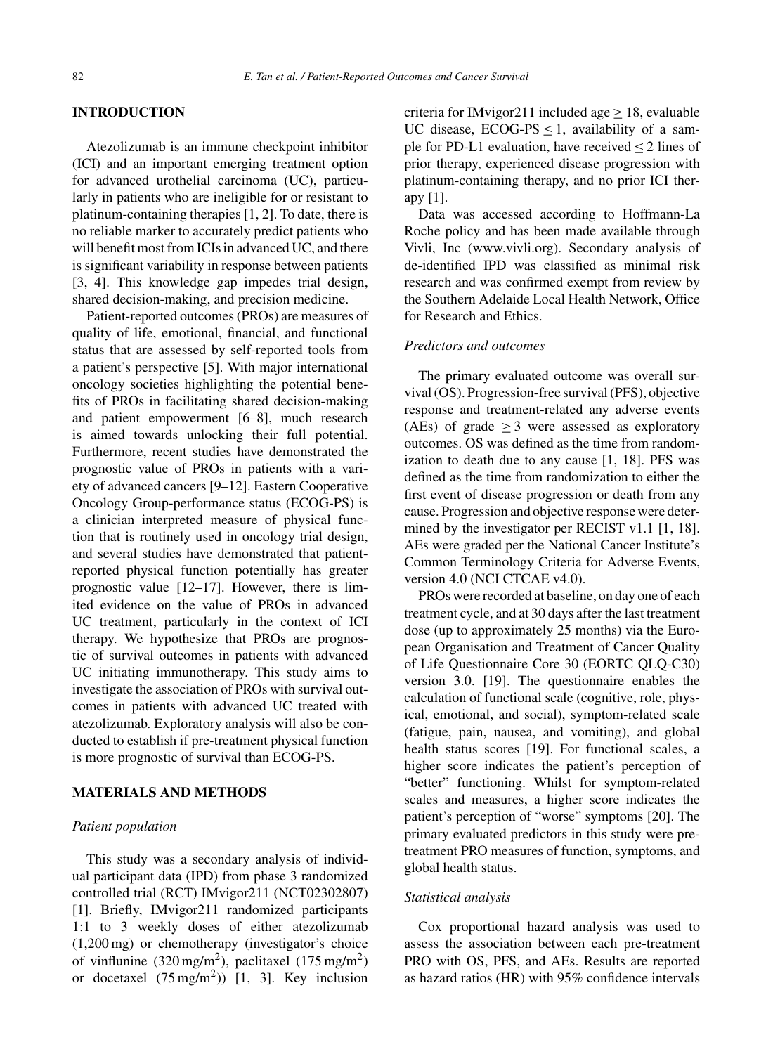## INTRODUCTION

Atezolizumab is an immune checkpoint inhibitor (ICI) and an important emerging treatment option for advanced urothelial carcinoma (UC), particularly in patients who are ineligible for or resistant to platinum-containing therapies [1, 2]. To date, there is no reliable marker to accurately predict patients who will benefit most from ICIs in advanced UC, and there is significant variability in response between patients [3, 4]. This knowledge gap impedes trial design, shared decision-making, and precision medicine.

Patient-reported outcomes (PROs) are measures of quality of life, emotional, financial, and functional status that are assessed by self-reported tools from a patient's perspective [5]. With major international oncology societies highlighting the potential benefits of PROs in facilitating shared decision-making and patient empowerment [6–8], much research is aimed towards unlocking their full potential. Furthermore, recent studies have demonstrated the prognostic value of PROs in patients with a variety of advanced cancers [9–12]. Eastern Cooperative Oncology Group-performance status (ECOG-PS) is a clinician interpreted measure of physical function that is routinely used in oncology trial design, and several studies have demonstrated that patient-reported physical function potentially has greater prognostic value [12–17]. However, there is limited evidence on the value of PROs in advanced UC treatment, particularly in the context of ICI therapy. We hypothesize that PROs are prognostic of survival outcomes in patients with advanced UC initiating immunotherapy. This study aims to investigate the association of PROs with survival outcomes in patients with advanced UC treated with atezolizumab. Exploratory analysis will also be conducted to establish if pre-treatment physical function is more prognostic of survival than ECOG-PS.

## MATERIALS AND METHODS

### *Patient population*

This study was a secondary analysis of individual participant data (IPD) from phase 3 randomized controlled trial (RCT) IMvigor211 (NCT02302807) [1]. Briefly, IMvigor211 randomized participants 1:1 to 3 weekly doses of either atezolizumab (1,200 mg) or chemotherapy (investigator's choice of vinflunine (320 mg/m$^2$), paclitaxel (175 mg/m$^2$) or docetaxel (75 mg/m$^2$)) [1, 3]. Key inclusion criteria for IMvigor211 included age $\geq$ 18, evaluable UC disease, ECOG-PS $\leq$ 1, availability of a sample for PD-L1 evaluation, have received $\leq$ 2 lines of prior therapy, experienced disease progression with platinum-containing therapy, and no prior ICI therapy [1].

Data was accessed according to Hoffmann-La Roche policy and has been made available through Vivli, Inc (www.vivli.org). Secondary analysis of de-identified IPD was classified as minimal risk research and was confirmed exempt from review by the Southern Adelaide Local Health Network, Office for Research and Ethics.

### *Predictors and outcomes*

The primary evaluated outcome was overall survival (OS). Progression-free survival (PFS), objective response and treatment-related any adverse events (AEs) of grade $\geq$ 3 were assessed as exploratory outcomes. OS was defined as the time from randomization to death due to any cause [1, 18]. PFS was defined as the time from randomization to either the first event of disease progression or death from any cause. Progression and objective response were determined by the investigator per RECIST v1.1 [1, 18]. AEs were graded per the National Cancer Institute's Common Terminology Criteria for Adverse Events, version 4.0 (NCI CTCAE v4.0).

PROs were recorded at baseline, on day one of each treatment cycle, and at 30 days after the last treatment dose (up to approximately 25 months) via the European Organisation and Treatment of Cancer Quality of Life Questionnaire Core 30 (EORTC QLQ-C30) version 3.0. [19]. The questionnaire enables the calculation of functional scale (cognitive, role, physical, emotional, and social), symptom-related scale (fatigue, pain, nausea, and vomiting), and global health status scores [19]. For functional scales, a higher score indicates the patient's perception of "better" functioning. Whilst for symptom-related scales and measures, a higher score indicates the patient's perception of "worse" symptoms [20]. The primary evaluated predictors in this study were pre-treatment PRO measures of function, symptoms, and global health status.

### *Statistical analysis*

Cox proportional hazard analysis was used to assess the association between each pre-treatment PRO with OS, PFS, and AEs. Results are reported as hazard ratios (HR) with 95% confidence intervals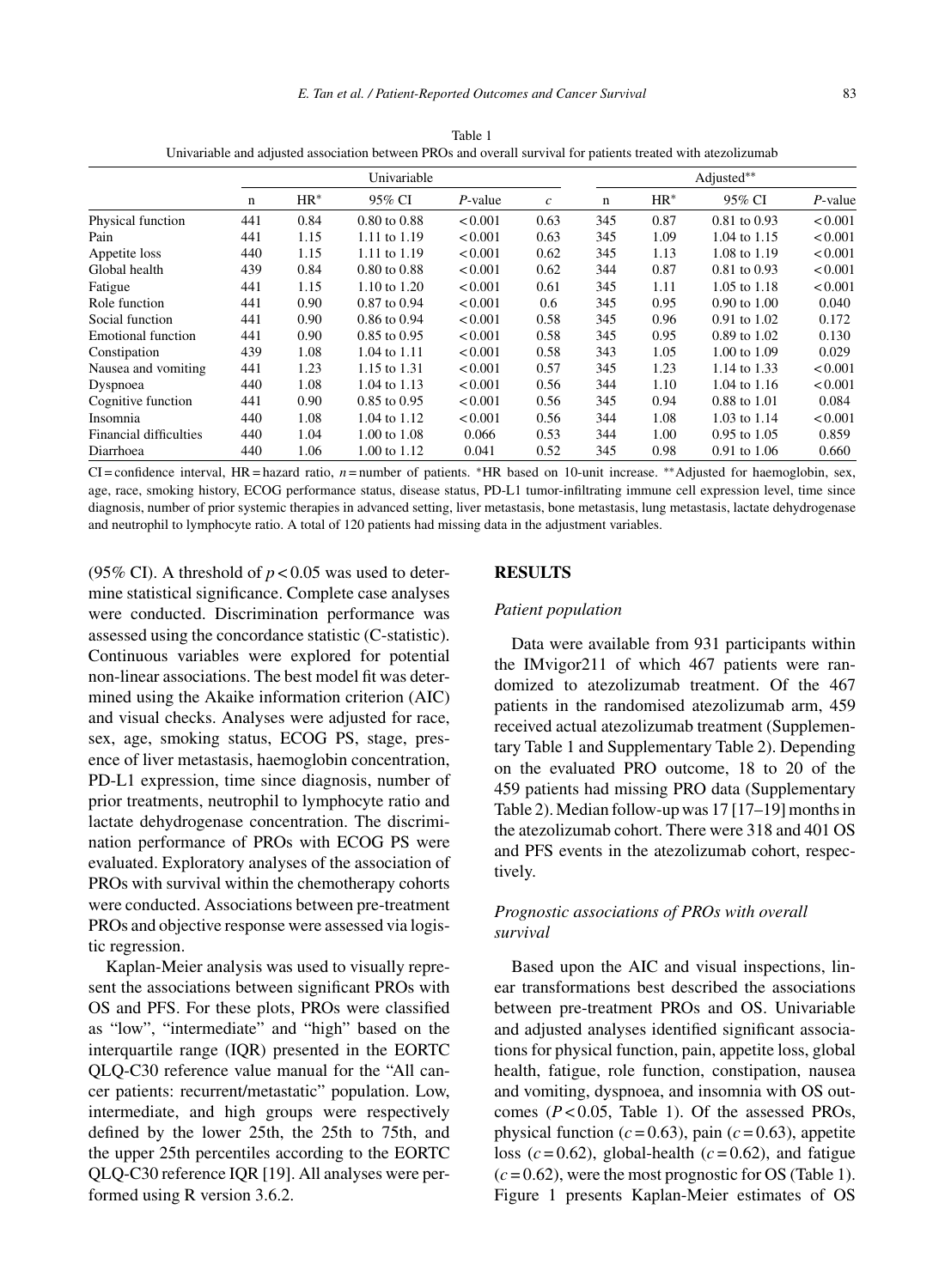Table 1
Univariable and adjusted association between PROs and overall survival for patients treated with atezolizumab

| | Univariable | | | | | Adjusted** | | | |
|---|---|---|---|---|---|---|---|---|---|
| | n | HR* | 95% CI | *P*-value | *c* | n | HR* | 95% CI | *P*-value |
| Physical function | 441 | 0.84 | 0.80 to 0.88 | < 0.001 | 0.63 | 345 | 0.87 | 0.81 to 0.93 | < 0.001 |
| Pain | 441 | 1.15 | 1.11 to 1.19 | < 0.001 | 0.63 | 345 | 1.09 | 1.04 to 1.15 | < 0.001 |
| Appetite loss | 440 | 1.15 | 1.11 to 1.19 | < 0.001 | 0.62 | 345 | 1.13 | 1.08 to 1.19 | < 0.001 |
| Global health | 439 | 0.84 | 0.80 to 0.88 | < 0.001 | 0.62 | 344 | 0.87 | 0.81 to 0.93 | < 0.001 |
| Fatigue | 441 | 1.15 | 1.10 to 1.20 | < 0.001 | 0.61 | 345 | 1.11 | 1.05 to 1.18 | < 0.001 |
| Role function | 441 | 0.90 | 0.87 to 0.94 | < 0.001 | 0.6 | 345 | 0.95 | 0.90 to 1.00 | 0.040 |
| Social function | 441 | 0.90 | 0.86 to 0.94 | < 0.001 | 0.58 | 345 | 0.96 | 0.91 to 1.02 | 0.172 |
| Emotional function | 441 | 0.90 | 0.85 to 0.95 | < 0.001 | 0.58 | 345 | 0.95 | 0.89 to 1.02 | 0.130 |
| Constipation | 439 | 1.08 | 1.04 to 1.11 | < 0.001 | 0.58 | 343 | 1.05 | 1.00 to 1.09 | 0.029 |
| Nausea and vomiting | 441 | 1.23 | 1.15 to 1.31 | < 0.001 | 0.57 | 345 | 1.23 | 1.14 to 1.33 | < 0.001 |
| Dyspnoea | 440 | 1.08 | 1.04 to 1.13 | < 0.001 | 0.56 | 344 | 1.10 | 1.04 to 1.16 | < 0.001 |
| Cognitive function | 441 | 0.90 | 0.85 to 0.95 | < 0.001 | 0.56 | 345 | 0.94 | 0.88 to 1.01 | 0.084 |
| Insomnia | 440 | 1.08 | 1.04 to 1.12 | < 0.001 | 0.56 | 344 | 1.08 | 1.03 to 1.14 | < 0.001 |
| Financial difficulties | 440 | 1.04 | 1.00 to 1.08 | 0.066 | 0.53 | 344 | 1.00 | 0.95 to 1.05 | 0.859 |
| Diarrhoea | 440 | 1.06 | 1.00 to 1.12 | 0.041 | 0.52 | 345 | 0.98 | 0.91 to 1.06 | 0.660 |

CI = confidence interval, HR = hazard ratio, $n$ = number of patients. *HR based on 10-unit increase. **Adjusted for haemoglobin, sex, age, race, smoking history, ECOG performance status, disease status, PD-L1 tumor-infiltrating immune cell expression level, time since diagnosis, number of prior systemic therapies in advanced setting, liver metastasis, bone metastasis, lung metastasis, lactate dehydrogenase and neutrophil to lymphocyte ratio. A total of 120 patients had missing data in the adjustment variables.

(95% CI). A threshold of $p < 0.05$ was used to determine statistical significance. Complete case analyses were conducted. Discrimination performance was assessed using the concordance statistic (C-statistic). Continuous variables were explored for potential non-linear associations. The best model fit was determined using the Akaike information criterion (AIC) and visual checks. Analyses were adjusted for race, sex, age, smoking status, ECOG PS, stage, presence of liver metastasis, haemoglobin concentration, PD-L1 expression, time since diagnosis, number of prior treatments, neutrophil to lymphocyte ratio and lactate dehydrogenase concentration. The discrimination performance of PROs with ECOG PS were evaluated. Exploratory analyses of the association of PROs with survival within the chemotherapy cohorts were conducted. Associations between pre-treatment PROs and objective response were assessed via logistic regression.

Kaplan-Meier analysis was used to visually represent the associations between significant PROs with OS and PFS. For these plots, PROs were classified as "low", "intermediate" and "high" based on the interquartile range (IQR) presented in the EORTC QLQ-C30 reference value manual for the "All cancer patients: recurrent/metastatic" population. Low, intermediate, and high groups were respectively defined by the lower 25th, the 25th to 75th, and the upper 25th percentiles according to the EORTC QLQ-C30 reference IQR [19]. All analyses were performed using R version 3.6.2.

## RESULTS

### *Patient population*

Data were available from 931 participants within the IMvigor211 of which 467 patients were randomized to atezolizumab treatment. Of the 467 patients in the randomised atezolizumab arm, 459 received actual atezolizumab treatment (Supplementary Table 1 and Supplementary Table 2). Depending on the evaluated PRO outcome, 18 to 20 of the 459 patients had missing PRO data (Supplementary Table 2). Median follow-up was 17 [17–19] months in the atezolizumab cohort. There were 318 and 401 OS and PFS events in the atezolizumab cohort, respectively.

### *Prognostic associations of PROs with overall survival*

Based upon the AIC and visual inspections, linear transformations best described the associations between pre-treatment PROs and OS. Univariable and adjusted analyses identified significant associations for physical function, pain, appetite loss, global health, fatigue, role function, constipation, nausea and vomiting, dyspnoea, and insomnia with OS outcomes ($P < 0.05$, Table 1). Of the assessed PROs, physical function ($c = 0.63$), pain ($c = 0.63$), appetite loss ($c = 0.62$), global-health ($c = 0.62$), and fatigue ($c = 0.62$), were the most prognostic for OS (Table 1). Figure 1 presents Kaplan-Meier estimates of OS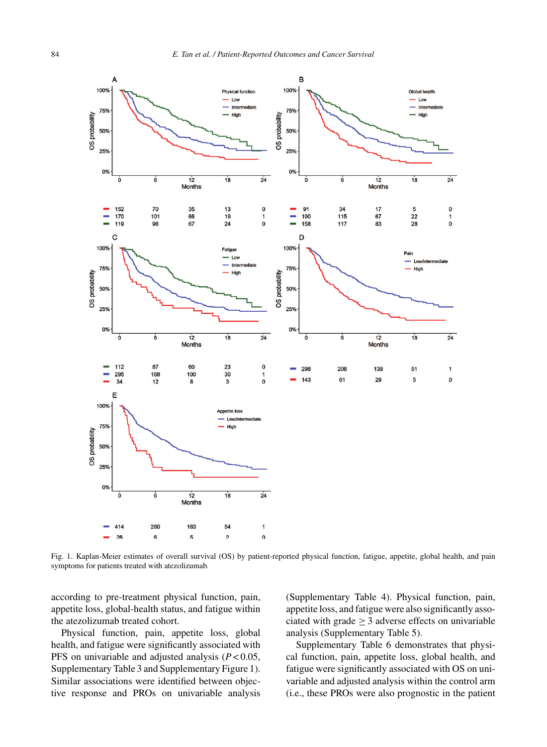Fig. 1. Kaplan-Meier estimates of overall survival (OS) by patient-reported physical function, fatigue, appetite, global health, and pain symptoms for patients treated with atezolizumab.

according to pre-treatment physical function, pain, appetite loss, global-health status, and fatigue within the atezolizumab treated cohort.

Physical function, pain, appetite loss, global health, and fatigue were significantly associated with PFS on univariable and adjusted analysis ($P < 0.05$, Supplementary Table 3 and Supplementary Figure 1). Similar associations were identified between objective response and PROs on univariable analysis (Supplementary Table 4). Physical function, pain, appetite loss, and fatigue were also significantly associated with grade $\geq 3$ adverse effects on univariable analysis (Supplementary Table 5).

Supplementary Table 6 demonstrates that physical function, pain, appetite loss, global health, and fatigue were significantly associated with OS on univariable and adjusted analysis within the control arm (i.e., these PROs were also prognostic in the patient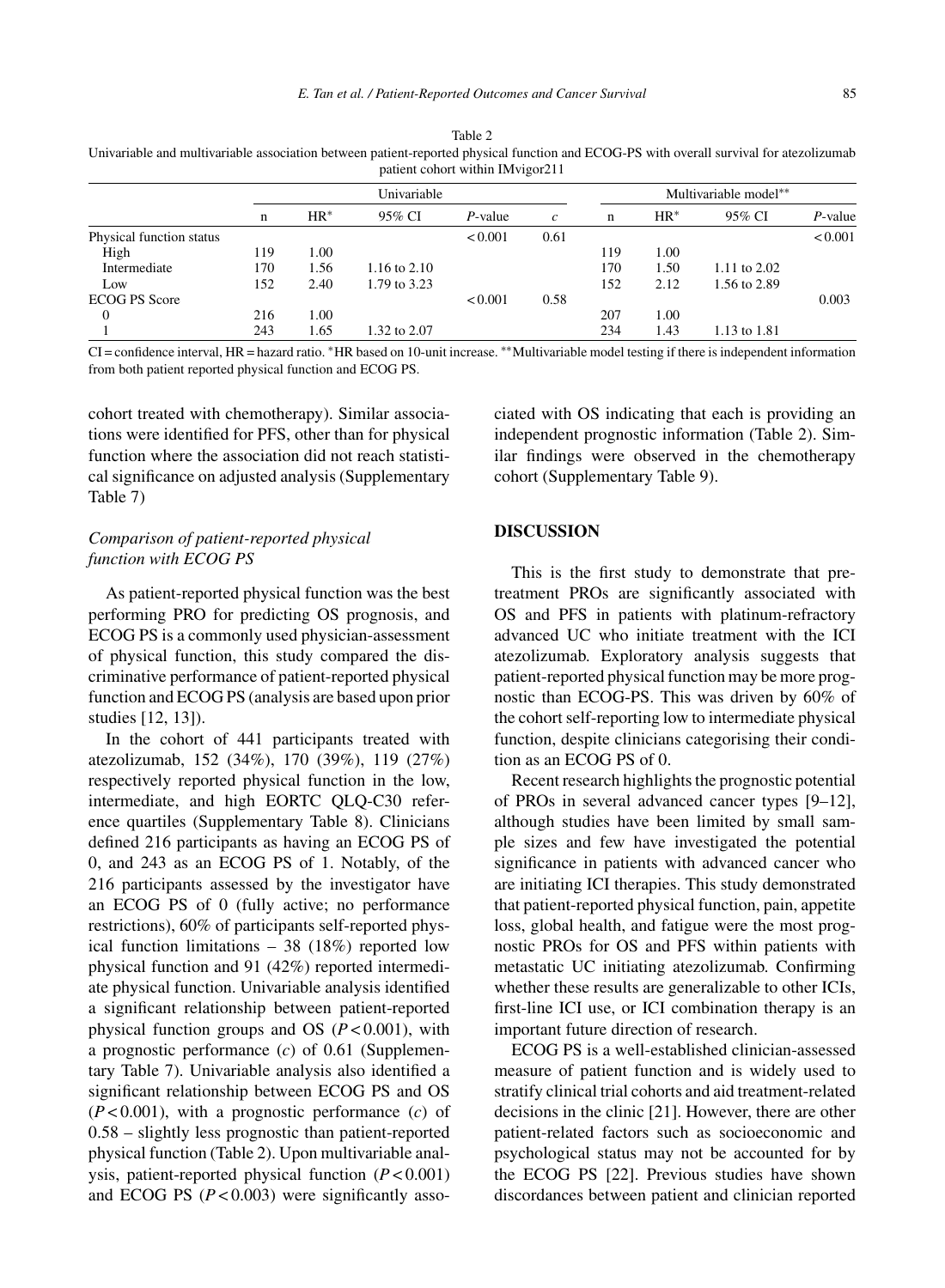Table 2
Univariable and multivariable association between patient-reported physical function and ECOG-PS with overall survival for atezolizumab patient cohort within IMvigor211

| | Univariable | | | | | Multivariable model** | | | |
|---|---|---|---|---|---|---|---|---|---|
| | n | HR* | 95% CI | *P*-value | *c* | n | HR* | 95% CI | *P*-value |
| Physical function status | | | | < 0.001 | 0.61 | | | | < 0.001 |
| High | 119 | 1.00 | | | | 119 | 1.00 | | |
| Intermediate | 170 | 1.56 | 1.16 to 2.10 | | | 170 | 1.50 | 1.11 to 2.02 | |
| Low | 152 | 2.40 | 1.79 to 3.23 | | | 152 | 2.12 | 1.56 to 2.89 | |
| ECOG PS Score | | | | < 0.001 | 0.58 | | | | 0.003 |
| 0 | 216 | 1.00 | | | | 207 | 1.00 | | |
| 1 | 243 | 1.65 | 1.32 to 2.07 | | | 234 | 1.43 | 1.13 to 1.81 | |

CI = confidence interval, HR = hazard ratio. *HR based on 10-unit increase. **Multivariable model testing if there is independent information from both patient reported physical function and ECOG PS.

cohort treated with chemotherapy). Similar associations were identified for PFS, other than for physical function where the association did not reach statistical significance on adjusted analysis (Supplementary Table 7)

### *Comparison of patient-reported physical function with ECOG PS*

As patient-reported physical function was the best performing PRO for predicting OS prognosis, and ECOG PS is a commonly used physician-assessment of physical function, this study compared the discriminative performance of patient-reported physical function and ECOG PS (analysis are based upon prior studies [12, 13]).

In the cohort of 441 participants treated with atezolizumab, 152 (34%), 170 (39%), 119 (27%) respectively reported physical function in the low, intermediate, and high EORTC QLQ-C30 reference quartiles (Supplementary Table 8). Clinicians defined 216 participants as having an ECOG PS of 0, and 243 as an ECOG PS of 1. Notably, of the 216 participants assessed by the investigator have an ECOG PS of 0 (fully active; no performance restrictions), 60% of participants self-reported physical function limitations – 38 (18%) reported low physical function and 91 (42%) reported intermediate physical function. Univariable analysis identified a significant relationship between patient-reported physical function groups and OS ($P < 0.001$), with a prognostic performance ($c$) of 0.61 (Supplementary Table 7). Univariable analysis also identified a significant relationship between ECOG PS and OS ($P < 0.001$), with a prognostic performance ($c$) of 0.58 – slightly less prognostic than patient-reported physical function (Table 2). Upon multivariable analysis, patient-reported physical function ($P < 0.001$) and ECOG PS ($P < 0.003$) were significantly associated with OS indicating that each is providing an independent prognostic information (Table 2). Similar findings were observed in the chemotherapy cohort (Supplementary Table 9).

## DISCUSSION

This is the first study to demonstrate that pretreatment PROs are significantly associated with OS and PFS in patients with platinum-refractory advanced UC who initiate treatment with the ICI atezolizumab. Exploratory analysis suggests that patient-reported physical function may be more prognostic than ECOG-PS. This was driven by 60% of the cohort self-reporting low to intermediate physical function, despite clinicians categorising their condition as an ECOG PS of 0.

Recent research highlights the prognostic potential of PROs in several advanced cancer types [9–12], although studies have been limited by small sample sizes and few have investigated the potential significance in patients with advanced cancer who are initiating ICI therapies. This study demonstrated that patient-reported physical function, pain, appetite loss, global health, and fatigue were the most prognostic PROs for OS and PFS within patients with metastatic UC initiating atezolizumab. Confirming whether these results are generalizable to other ICIs, first-line ICI use, or ICI combination therapy is an important future direction of research.

ECOG PS is a well-established clinician-assessed measure of patient function and is widely used to stratify clinical trial cohorts and aid treatment-related decisions in the clinic [21]. However, there are other patient-related factors such as socioeconomic and psychological status may not be accounted for by the ECOG PS [22]. Previous studies have shown discordances between patient and clinician reported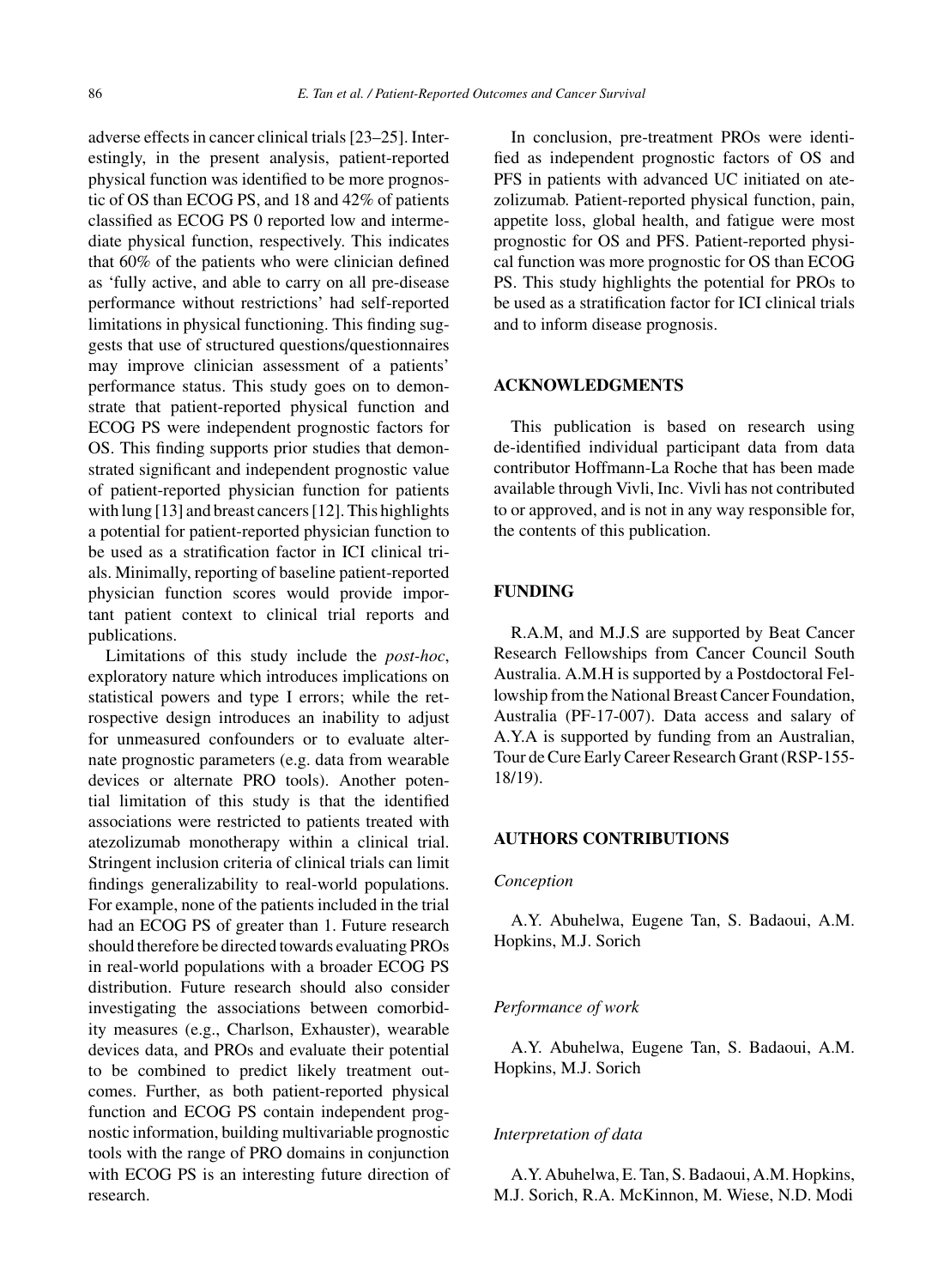adverse effects in cancer clinical trials [23–25]. Interestingly, in the present analysis, patient-reported physical function was identified to be more prognostic of OS than ECOG PS, and 18 and 42% of patients classified as ECOG PS 0 reported low and intermediate physical function, respectively. This indicates that 60% of the patients who were clinician defined as 'fully active, and able to carry on all pre-disease performance without restrictions' had self-reported limitations in physical functioning. This finding suggests that use of structured questions/questionnaires may improve clinician assessment of a patients' performance status. This study goes on to demonstrate that patient-reported physical function and ECOG PS were independent prognostic factors for OS. This finding supports prior studies that demonstrated significant and independent prognostic value of patient-reported physician function for patients with lung [13] and breast cancers [12]. This highlights a potential for patient-reported physician function to be used as a stratification factor in ICI clinical trials. Minimally, reporting of baseline patient-reported physician function scores would provide important patient context to clinical trial reports and publications.

Limitations of this study include the *post-hoc*, exploratory nature which introduces implications on statistical powers and type I errors; while the retrospective design introduces an inability to adjust for unmeasured confounders or to evaluate alternate prognostic parameters (e.g. data from wearable devices or alternate PRO tools). Another potential limitation of this study is that the identified associations were restricted to patients treated with atezolizumab monotherapy within a clinical trial. Stringent inclusion criteria of clinical trials can limit findings generalizability to real-world populations. For example, none of the patients included in the trial had an ECOG PS of greater than 1. Future research should therefore be directed towards evaluating PROs in real-world populations with a broader ECOG PS distribution. Future research should also consider investigating the associations between comorbidity measures (e.g., Charlson, Exhauster), wearable devices data, and PROs and evaluate their potential to be combined to predict likely treatment outcomes. Further, as both patient-reported physical function and ECOG PS contain independent prognostic information, building multivariable prognostic tools with the range of PRO domains in conjunction with ECOG PS is an interesting future direction of research.

In conclusion, pre-treatment PROs were identified as independent prognostic factors of OS and PFS in patients with advanced UC initiated on atezolizumab. Patient-reported physical function, pain, appetite loss, global health, and fatigue were most prognostic for OS and PFS. Patient-reported physical function was more prognostic for OS than ECOG PS. This study highlights the potential for PROs to be used as a stratification factor for ICI clinical trials and to inform disease prognosis.

## ACKNOWLEDGMENTS

This publication is based on research using de-identified individual participant data from data contributor Hoffmann-La Roche that has been made available through Vivli, Inc. Vivli has not contributed to or approved, and is not in any way responsible for, the contents of this publication.

## FUNDING

R.A.M, and M.J.S are supported by Beat Cancer Research Fellowships from Cancer Council South Australia. A.M.H is supported by a Postdoctoral Fellowship from the National Breast Cancer Foundation, Australia (PF-17-007). Data access and salary of A.Y.A is supported by funding from an Australian, Tour de Cure Early Career Research Grant (RSP-155-18/19).

## AUTHORS CONTRIBUTIONS

### *Conception*

A.Y. Abuhelwa, Eugene Tan, S. Badaoui, A.M. Hopkins, M.J. Sorich

### *Performance of work*

A.Y. Abuhelwa, Eugene Tan, S. Badaoui, A.M. Hopkins, M.J. Sorich

### *Interpretation of data*

A.Y. Abuhelwa, E. Tan, S. Badaoui, A.M. Hopkins, M.J. Sorich, R.A. McKinnon, M. Wiese, N.D. Modi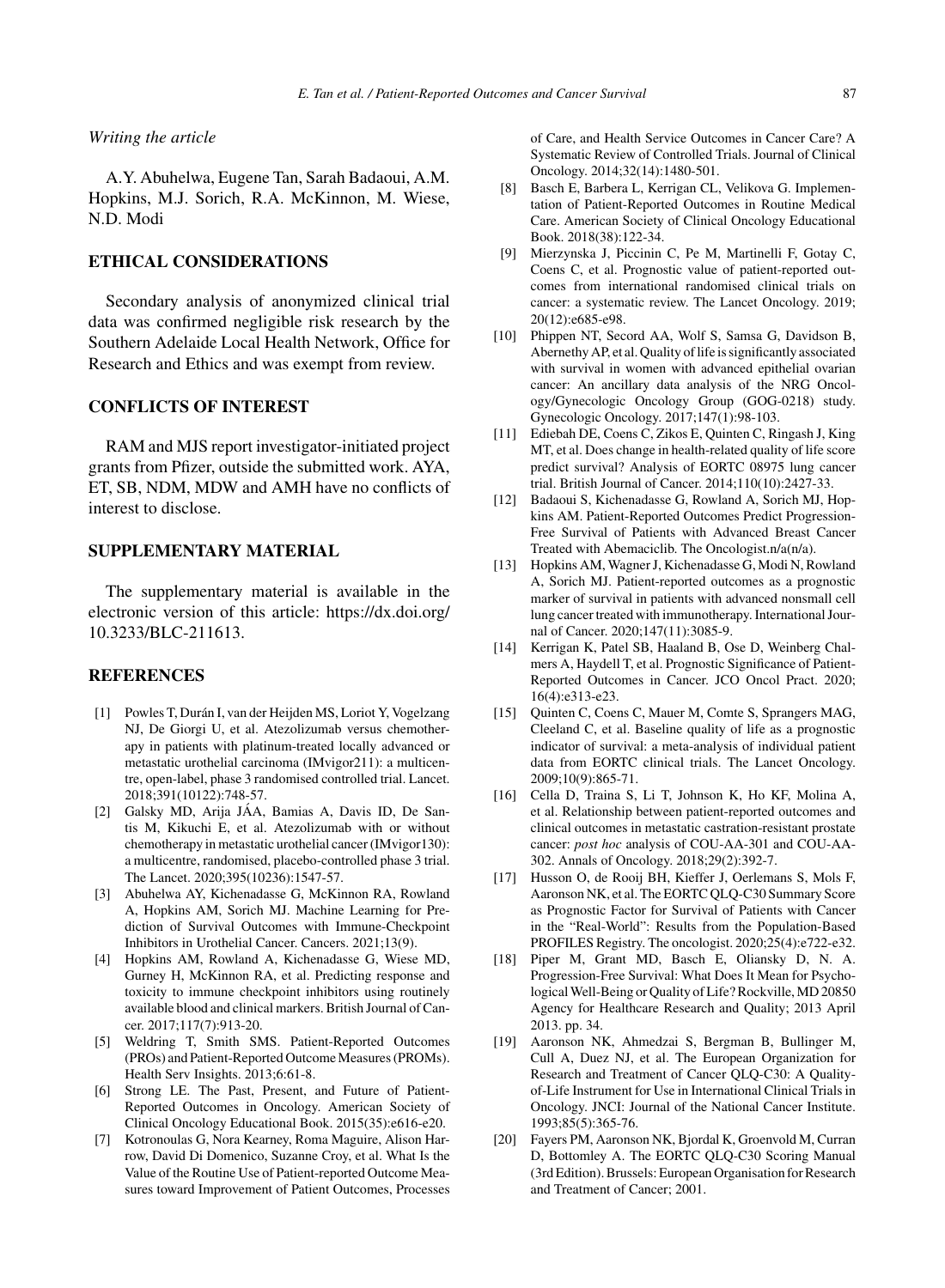*Writing the article*

A.Y. Abuhelwa, Eugene Tan, Sarah Badaoui, A.M. Hopkins, M.J. Sorich, R.A. McKinnon, M. Wiese, N.D. Modi

## ETHICAL CONSIDERATIONS

Secondary analysis of anonymized clinical trial data was confirmed negligible risk research by the Southern Adelaide Local Health Network, Office for Research and Ethics and was exempt from review.

## CONFLICTS OF INTEREST

RAM and MJS report investigator-initiated project grants from Pfizer, outside the submitted work. AYA, ET, SB, NDM, MDW and AMH have no conflicts of interest to disclose.

## SUPPLEMENTARY MATERIAL

The supplementary material is available in the electronic version of this article: https://dx.doi.org/10.3233/BLC-211613.

## REFERENCES

[1] Powles T, Durán I, van der Heijden MS, Loriot Y, Vogelzang NJ, De Giorgi U, et al. Atezolizumab versus chemotherapy in patients with platinum-treated locally advanced or metastatic urothelial carcinoma (IMvigor211): a multicentre, open-label, phase 3 randomised controlled trial. Lancet. 2018;391(10122):748-57.

[2] Galsky MD, Arija JÁA, Bamias A, Davis ID, De Santis M, Kikuchi E, et al. Atezolizumab with or without chemotherapy in metastatic urothelial cancer (IMvigor130): a multicentre, randomised, placebo-controlled phase 3 trial. The Lancet. 2020;395(10236):1547-57.

[3] Abuhelwa AY, Kichenadasse G, McKinnon RA, Rowland A, Hopkins AM, Sorich MJ. Machine Learning for Prediction of Survival Outcomes with Immune-Checkpoint Inhibitors in Urothelial Cancer. Cancers. 2021;13(9).

[4] Hopkins AM, Rowland A, Kichenadasse G, Wiese MD, Gurney H, McKinnon RA, et al. Predicting response and toxicity to immune checkpoint inhibitors using routinely available blood and clinical markers. British Journal of Cancer. 2017;117(7):913-20.

[5] Weldring T, Smith SMS. Patient-Reported Outcomes (PROs) and Patient-Reported Outcome Measures (PROMs). Health Serv Insights. 2013;6:61-8.

[6] Strong LE. The Past, Present, and Future of Patient-Reported Outcomes in Oncology. American Society of Clinical Oncology Educational Book. 2015(35):e616-e20.

[7] Kotronoulas G, Nora Kearney, Roma Maguire, Alison Harrow, David Di Domenico, Suzanne Croy, et al. What Is the Value of the Routine Use of Patient-reported Outcome Measures toward Improvement of Patient Outcomes, Processes of Care, and Health Service Outcomes in Cancer Care? A Systematic Review of Controlled Trials. Journal of Clinical Oncology. 2014;32(14):1480-501.

[8] Basch E, Barbera L, Kerrigan CL, Velikova G. Implementation of Patient-Reported Outcomes in Routine Medical Care. American Society of Clinical Oncology Educational Book. 2018(38):122-34.

[9] Mierzynska J, Piccinin C, Pe M, Martinelli F, Gotay C, Coens C, et al. Prognostic value of patient-reported outcomes from international randomised clinical trials on cancer: a systematic review. The Lancet Oncology. 2019; 20(12):e685-e98.

[10] Phippen NT, Secord AA, Wolf S, Samsa G, Davidson B, Abernethy AP, et al. Quality of life is significantly associated with survival in women with advanced epithelial ovarian cancer: An ancillary data analysis of the NRG Oncology/Gynecologic Oncology Group (GOG-0218) study. Gynecologic Oncology. 2017;147(1):98-103.

[11] Ediebah DE, Coens C, Zikos E, Quinten C, Ringash J, King MT, et al. Does change in health-related quality of life score predict survival? Analysis of EORTC 08975 lung cancer trial. British Journal of Cancer. 2014;110(10):2427-33.

[12] Badaoui S, Kichenadasse G, Rowland A, Sorich MJ, Hopkins AM. Patient-Reported Outcomes Predict Progression-Free Survival of Patients with Advanced Breast Cancer Treated with Abemaciclib. The Oncologist.n/a(n/a).

[13] Hopkins AM, Wagner J, Kichenadasse G, Modi N, Rowland A, Sorich MJ. Patient-reported outcomes as a prognostic marker of survival in patients with advanced nonsmall cell lung cancer treated with immunotherapy. International Journal of Cancer. 2020;147(11):3085-9.

[14] Kerrigan K, Patel SB, Haaland B, Ose D, Weinberg Chalmers A, Haydell T, et al. Prognostic Significance of Patient-Reported Outcomes in Cancer. JCO Oncol Pract. 2020; 16(4):e313-e23.

[15] Quinten C, Coens C, Mauer M, Comte S, Sprangers MAG, Cleeland C, et al. Baseline quality of life as a prognostic indicator of survival: a meta-analysis of individual patient data from EORTC clinical trials. The Lancet Oncology. 2009;10(9):865-71.

[16] Cella D, Traina S, Li T, Johnson K, Ho KF, Molina A, et al. Relationship between patient-reported outcomes and clinical outcomes in metastatic castration-resistant prostate cancer: *post hoc* analysis of COU-AA-301 and COU-AA-302. Annals of Oncology. 2018;29(2):392-7.

[17] Husson O, de Rooij BH, Kieffer J, Oerlemans S, Mols F, Aaronson NK, et al. The EORTC QLQ-C30 Summary Score as Prognostic Factor for Survival of Patients with Cancer in the "Real-World": Results from the Population-Based PROFILES Registry. The oncologist. 2020;25(4):e722-e32.

[18] Piper M, Grant MD, Basch E, Oliansky D, N. A. Progression-Free Survival: What Does It Mean for Psychological Well-Being or Quality of Life? Rockville, MD 20850 Agency for Healthcare Research and Quality; 2013 April 2013. pp. 34.

[19] Aaronson NK, Ahmedzai S, Bergman B, Bullinger M, Cull A, Duez NJ, et al. The European Organization for Research and Treatment of Cancer QLQ-C30: A Quality-of-Life Instrument for Use in International Clinical Trials in Oncology. JNCI: Journal of the National Cancer Institute. 1993;85(5):365-76.

[20] Fayers PM, Aaronson NK, Bjordal K, Groenvold M, Curran D, Bottomley A. The EORTC QLQ-C30 Scoring Manual (3rd Edition). Brussels: European Organisation for Research and Treatment of Cancer; 2001.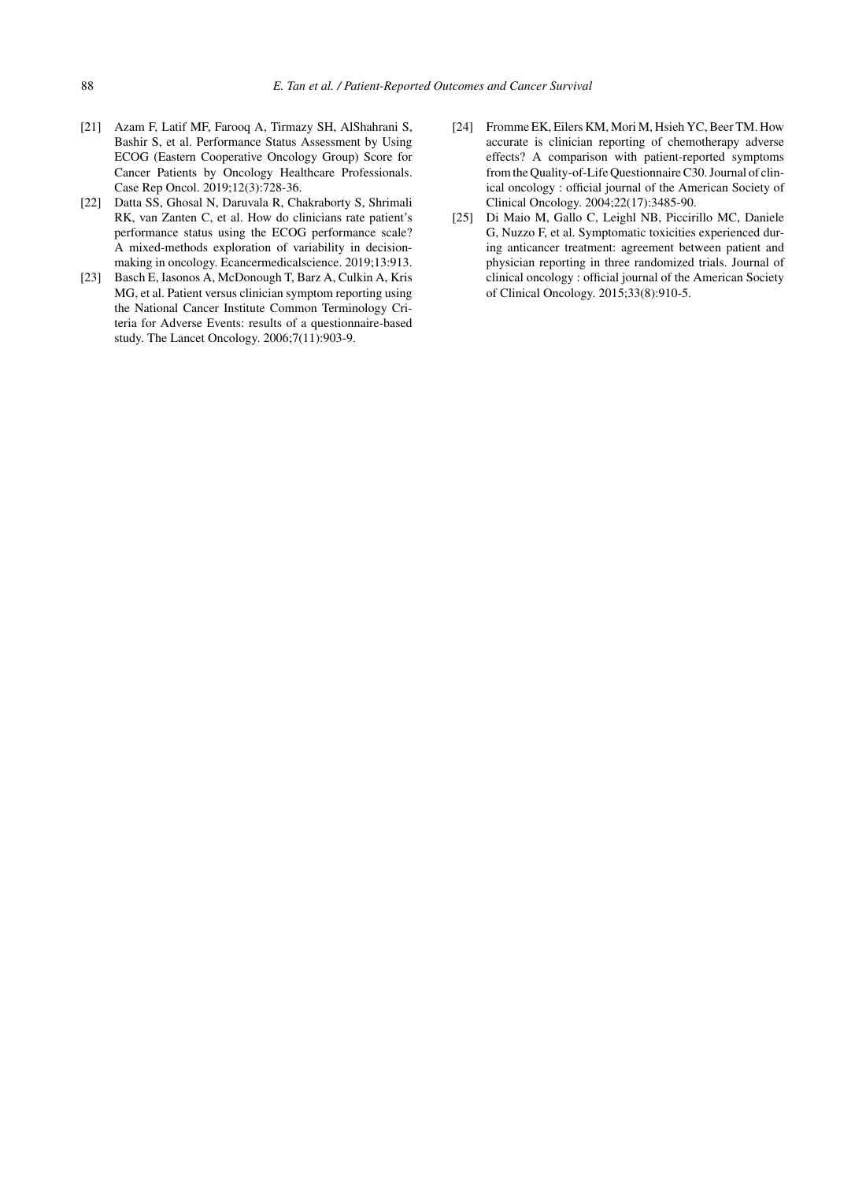[21] Azam F, Latif MF, Farooq A, Tirmazy SH, AlShahrani S, Bashir S, et al. Performance Status Assessment by Using ECOG (Eastern Cooperative Oncology Group) Score for Cancer Patients by Oncology Healthcare Professionals. Case Rep Oncol. 2019;12(3):728-36.

[22] Datta SS, Ghosal N, Daruvala R, Chakraborty S, Shrimali RK, van Zanten C, et al. How do clinicians rate patient's performance status using the ECOG performance scale? A mixed-methods exploration of variability in decision-making in oncology. Ecancermedicalscience. 2019;13:913.

[23] Basch E, Iasonos A, McDonough T, Barz A, Culkin A, Kris MG, et al. Patient versus clinician symptom reporting using the National Cancer Institute Common Terminology Criteria for Adverse Events: results of a questionnaire-based study. The Lancet Oncology. 2006;7(11):903-9.

[24] Fromme EK, Eilers KM, Mori M, Hsieh YC, Beer TM. How accurate is clinician reporting of chemotherapy adverse effects? A comparison with patient-reported symptoms from the Quality-of-Life Questionnaire C30. Journal of clinical oncology : official journal of the American Society of Clinical Oncology. 2004;22(17):3485-90.

[25] Di Maio M, Gallo C, Leighl NB, Piccirillo MC, Daniele G, Nuzzo F, et al. Symptomatic toxicities experienced during anticancer treatment: agreement between patient and physician reporting in three randomized trials. Journal of clinical oncology : official journal of the American Society of Clinical Oncology. 2015;33(8):910-5.